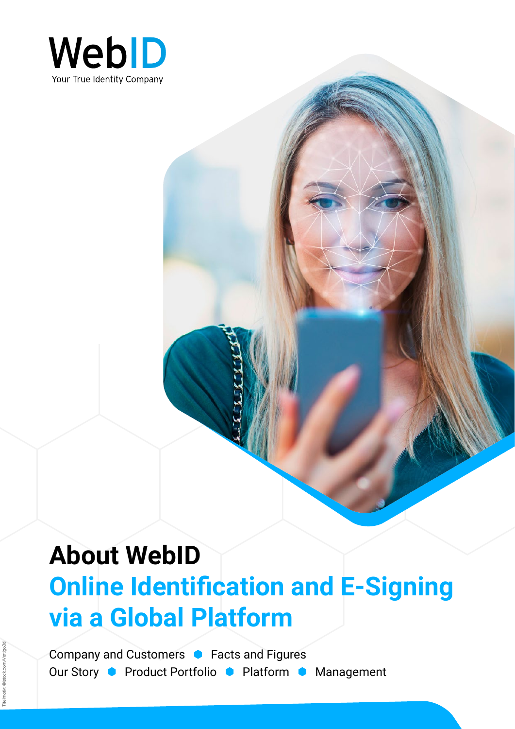WebID

Your True Identity Company

# About WebID

## Online Identification and E-Signing via a Global Platform

Company and Customers • Facts and Figures • Our Story • Product Portfolio • Platform • Management

Titelmotiv: ©istock.com/Vertigo3d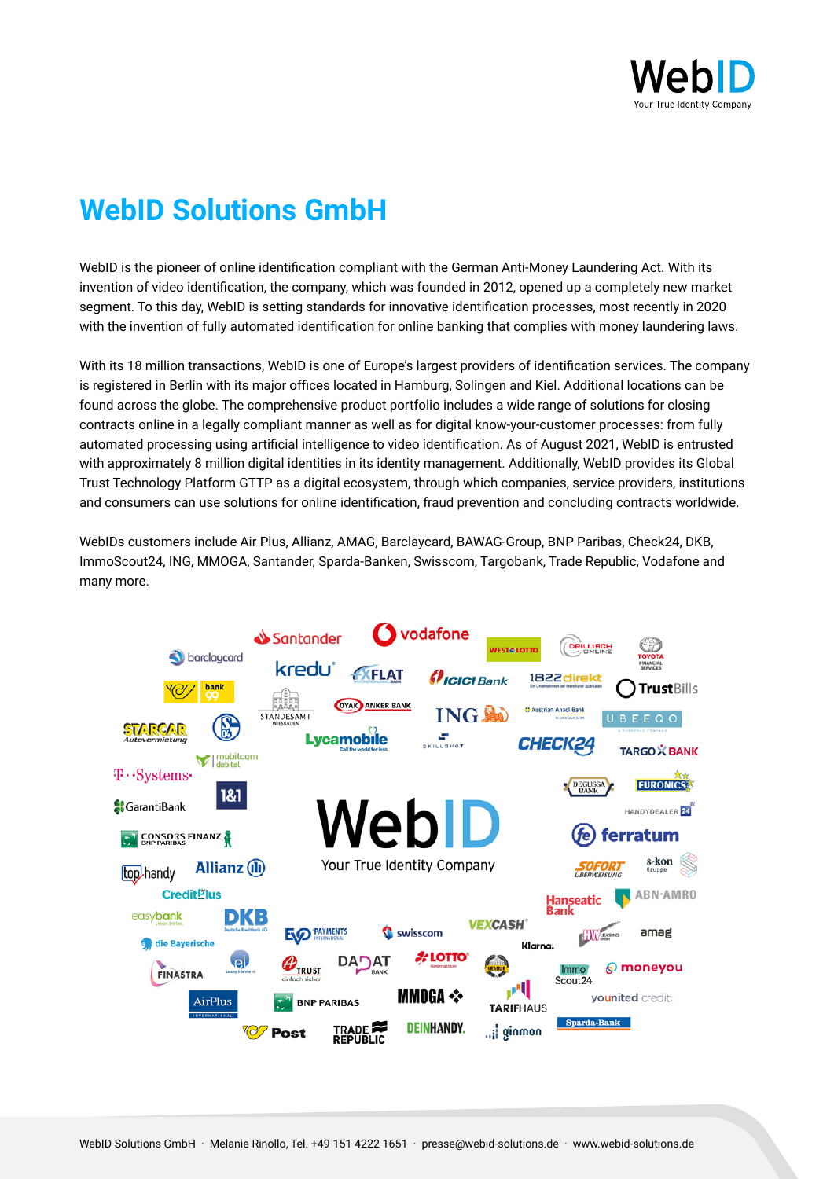# WebID Solutions GmbH

WebID is the pioneer of online identification compliant with the German Anti-Money Laundering Act. With its invention of video identification, the company, which was founded in 2012, opened up a completely new market segment. To this day, WebID is setting standards for innovative identification processes, most recently in 2020 with the invention of fully automated identification for online banking that complies with money laundering laws.

With its 18 million transactions, WebID is one of Europe's largest providers of identification services. The company is registered in Berlin with its major offices located in Hamburg, Solingen and Kiel. Additional locations can be found across the globe. The comprehensive product portfolio includes a wide range of solutions for closing contracts online in a legally compliant manner as well as for digital know-your-customer processes: from fully automated processing using artificial intelligence to video identification. As of August 2021, WebID is entrusted with approximately 8 million digital identities in its identity management. Additionally, WebID provides its Global Trust Technology Platform GTTP as a digital ecosystem, through which companies, service providers, institutions and consumers can use solutions for online identification, fraud prevention and concluding contracts worldwide.

WebIDs customers include Air Plus, Allianz, AMAG, Barclaycard, BAWAG-Group, BNP Paribas, Check24, DKB, ImmoScout24, ING, MMOGA, Santander, Sparda-Banken, Swisscom, Targobank, Trade Republic, Vodafone and many more.

WebID Solutions GmbH · Melanie Rinollo, Tel. +49 151 4222 1651 · presse@webid-solutions.de · www.webid-solutions.de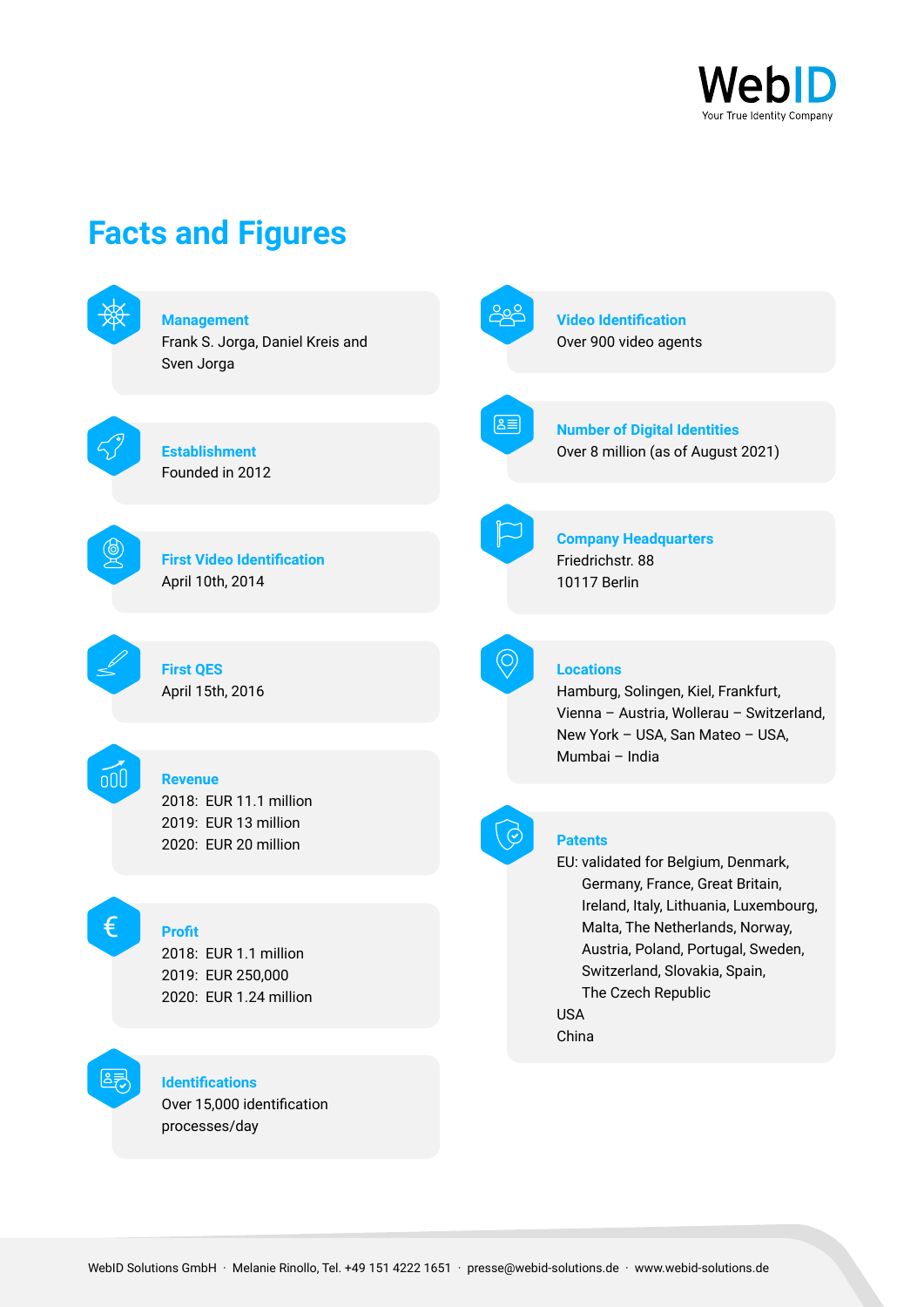# Facts and Figures

### Management
Frank S. Jorga, Daniel Kreis and Sven Jorga

### Establishment
Founded in 2012

### First Video Identification
April 10th, 2014

### First QES
April 15th, 2016

### Revenue
2018: EUR 11.1 million
2019: EUR 13 million
2020: EUR 20 million

### Profit
2018: EUR 1.1 million
2019: EUR 250,000
2020: EUR 1.24 million

### Identifications
Over 15,000 identification processes/day

### Video Identification
Over 900 video agents

### Number of Digital Identities
Over 8 million (as of August 2021)

### Company Headquarters
Friedrichstr. 88
10117 Berlin

### Locations
Hamburg, Solingen, Kiel, Frankfurt, Vienna – Austria, Wollerau – Switzerland, New York – USA, San Mateo – USA, Mumbai – India

### Patents
EU: validated for Belgium, Denmark, Germany, France, Great Britain, Ireland, Italy, Lithuania, Luxembourg, Malta, The Netherlands, Norway, Austria, Poland, Portugal, Sweden, Switzerland, Slovakia, Spain, The Czech Republic
USA
China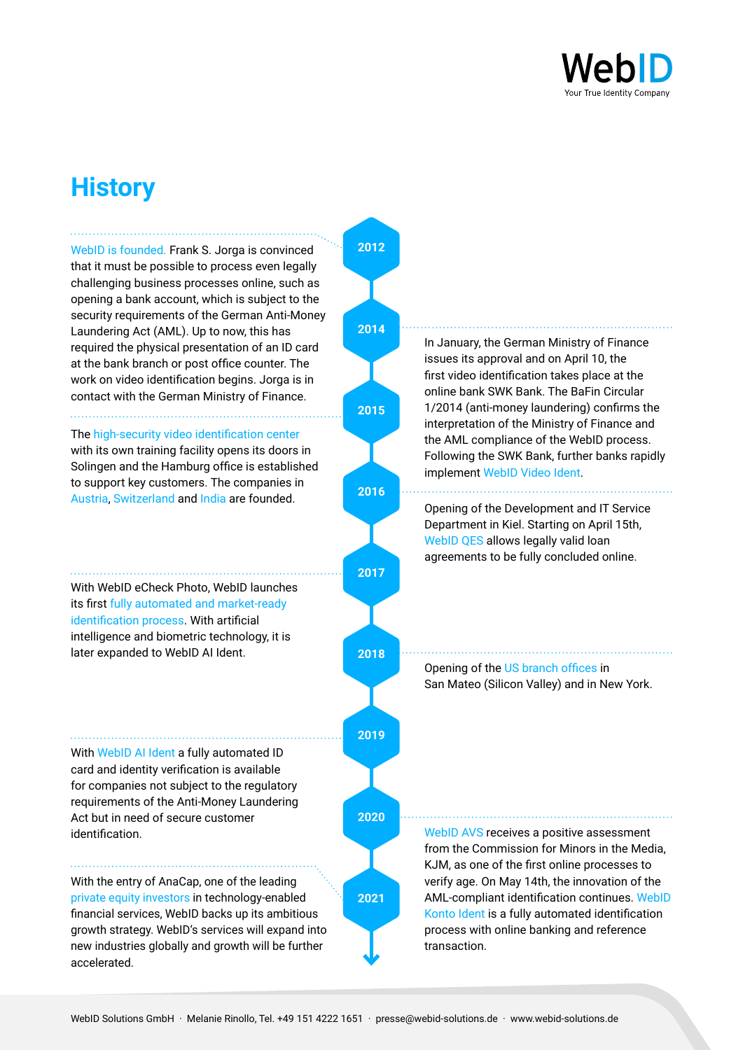WebID
Your True Identity Company

# History

**2012**

WebID is founded. Frank S. Jorga is convinced that it must be possible to process even legally challenging business processes online, such as opening a bank account, which is subject to the security requirements of the German Anti-Money Laundering Act (AML). Up to now, this has required the physical presentation of an ID card at the bank branch or post office counter. The work on video identification begins. Jorga is in contact with the German Ministry of Finance.

**2014**

In January, the German Ministry of Finance issues its approval and on April 10, the first video identification takes place at the online bank SWK Bank. The BaFin Circular 1/2014 (anti-money laundering) confirms the interpretation of the Ministry of Finance and the AML compliance of the WebID process. Following the SWK Bank, further banks rapidly implement WebID Video Ident.

**2015**

The high-security video identification center with its own training facility opens its doors in Solingen and the Hamburg office is established to support key customers. The companies in Austria, Switzerland and India are founded.

**2016**

Opening of the Development and IT Service Department in Kiel. Starting on April 15th, WebID QES allows legally valid loan agreements to be fully concluded online.

**2017**

With WebID eCheck Photo, WebID launches its first fully automated and market-ready identification process. With artificial intelligence and biometric technology, it is later expanded to WebID AI Ident.

**2018**

Opening of the US branch offices in San Mateo (Silicon Valley) and in New York.

**2019**

With WebID AI Ident a fully automated ID card and identity verification is available for companies not subject to the regulatory requirements of the Anti-Money Laundering Act but in need of secure customer identification.

**2020**

WebID AVS receives a positive assessment from the Commission for Minors in the Media, KJM, as one of the first online processes to verify age. On May 14th, the innovation of the AML-compliant identification continues. WebID Konto Ident is a fully automated identification process with online banking and reference transaction.

**2021**

With the entry of AnaCap, one of the leading private equity investors in technology-enabled financial services, WebID backs up its ambitious growth strategy. WebID's services will expand into new industries globally and growth will be further accelerated.

WebID Solutions GmbH · Melanie Rinollo, Tel. +49 151 4222 1651 · presse@webid-solutions.de · www.webid-solutions.de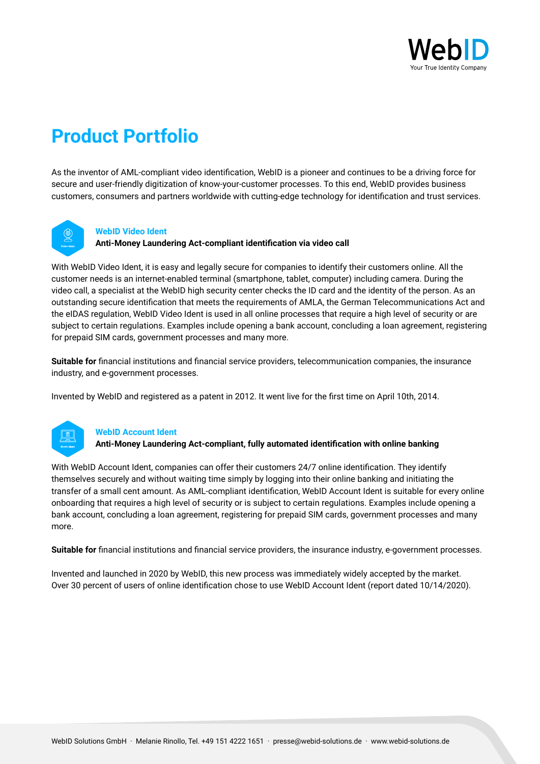# Product Portfolio

As the inventor of AML-compliant video identification, WebID is a pioneer and continues to be a driving force for secure and user-friendly digitization of know-your-customer processes. To this end, WebID provides business customers, consumers and partners worldwide with cutting-edge technology for identification and trust services.

### WebID Video Ident

**Anti-Money Laundering Act-compliant identification via video call**

With WebID Video Ident, it is easy and legally secure for companies to identify their customers online. All the customer needs is an internet-enabled terminal (smartphone, tablet, computer) including camera. During the video call, a specialist at the WebID high security center checks the ID card and the identity of the person. As an outstanding secure identification that meets the requirements of AMLA, the German Telecommunications Act and the eIDAS regulation, WebID Video Ident is used in all online processes that require a high level of security or are subject to certain regulations. Examples include opening a bank account, concluding a loan agreement, registering for prepaid SIM cards, government processes and many more.

**Suitable for** financial institutions and financial service providers, telecommunication companies, the insurance industry, and e-government processes.

Invented by WebID and registered as a patent in 2012. It went live for the first time on April 10th, 2014.

### WebID Account Ident

**Anti-Money Laundering Act-compliant, fully automated identification with online banking**

With WebID Account Ident, companies can offer their customers 24/7 online identification. They identify themselves securely and without waiting time simply by logging into their online banking and initiating the transfer of a small cent amount. As AML-compliant identification, WebID Account Ident is suitable for every online onboarding that requires a high level of security or is subject to certain regulations. Examples include opening a bank account, concluding a loan agreement, registering for prepaid SIM cards, government processes and many more.

**Suitable for** financial institutions and financial service providers, the insurance industry, e-government processes.

Invented and launched in 2020 by WebID, this new process was immediately widely accepted by the market. Over 30 percent of users of online identification chose to use WebID Account Ident (report dated 10/14/2020).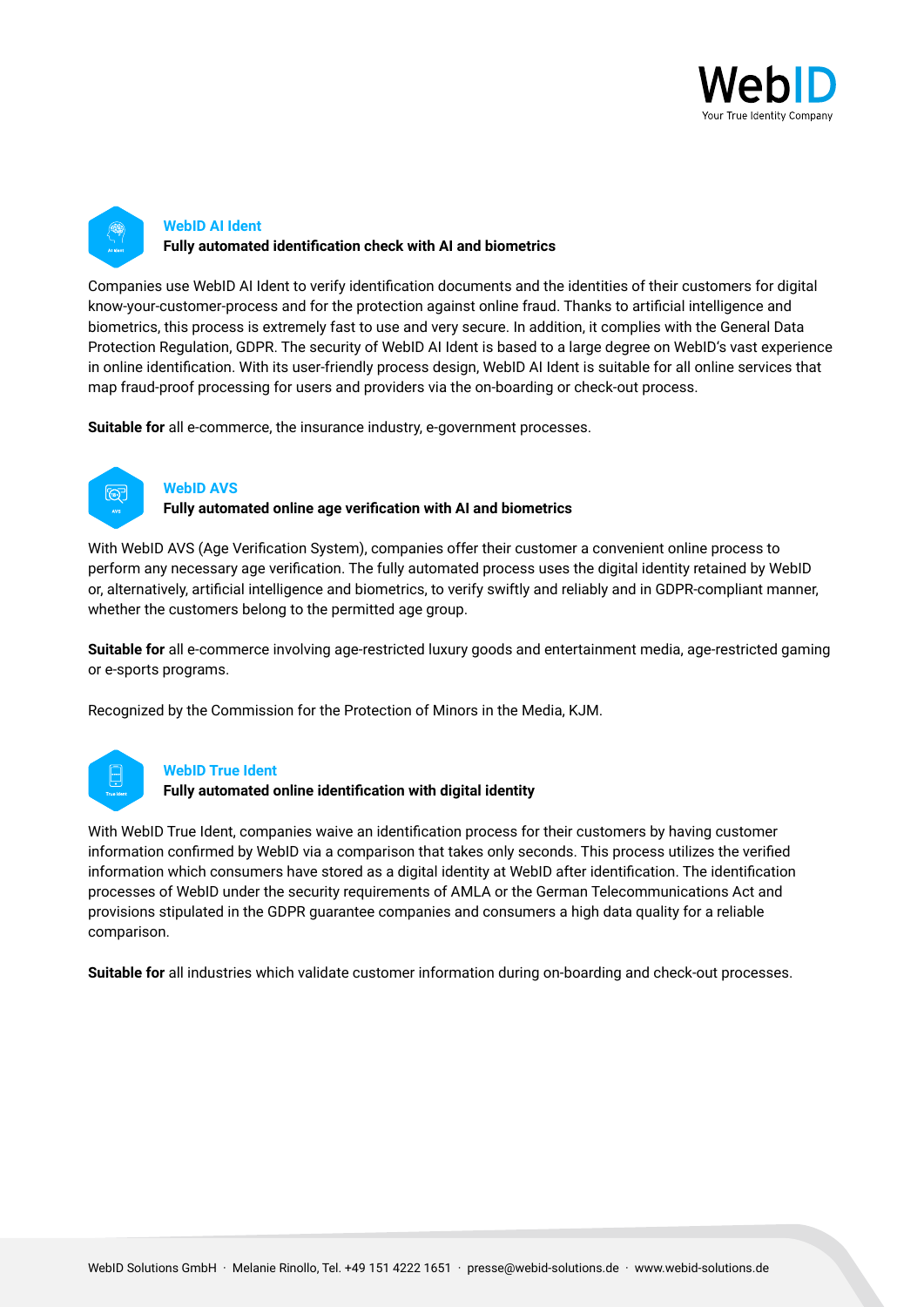## WebID AI Ident

**Fully automated identification check with AI and biometrics**

Companies use WebID AI Ident to verify identification documents and the identities of their customers for digital know-your-customer-process and for the protection against online fraud. Thanks to artificial intelligence and biometrics, this process is extremely fast to use and very secure. In addition, it complies with the General Data Protection Regulation, GDPR. The security of WebID AI Ident is based to a large degree on WebID's vast experience in online identification. With its user-friendly process design, WebID AI Ident is suitable for all online services that map fraud-proof processing for users and providers via the on-boarding or check-out process.

**Suitable for** all e-commerce, the insurance industry, e-government processes.

## WebID AVS

**Fully automated online age verification with AI and biometrics**

With WebID AVS (Age Verification System), companies offer their customer a convenient online process to perform any necessary age verification. The fully automated process uses the digital identity retained by WebID or, alternatively, artificial intelligence and biometrics, to verify swiftly and reliably and in GDPR-compliant manner, whether the customers belong to the permitted age group.

**Suitable for** all e-commerce involving age-restricted luxury goods and entertainment media, age-restricted gaming or e-sports programs.

Recognized by the Commission for the Protection of Minors in the Media, KJM.

## WebID True Ident

**Fully automated online identification with digital identity**

With WebID True Ident, companies waive an identification process for their customers by having customer information confirmed by WebID via a comparison that takes only seconds. This process utilizes the verified information which consumers have stored as a digital identity at WebID after identification. The identification processes of WebID under the security requirements of AMLA or the German Telecommunications Act and provisions stipulated in the GDPR guarantee companies and consumers a high data quality for a reliable comparison.

**Suitable for** all industries which validate customer information during on-boarding and check-out processes.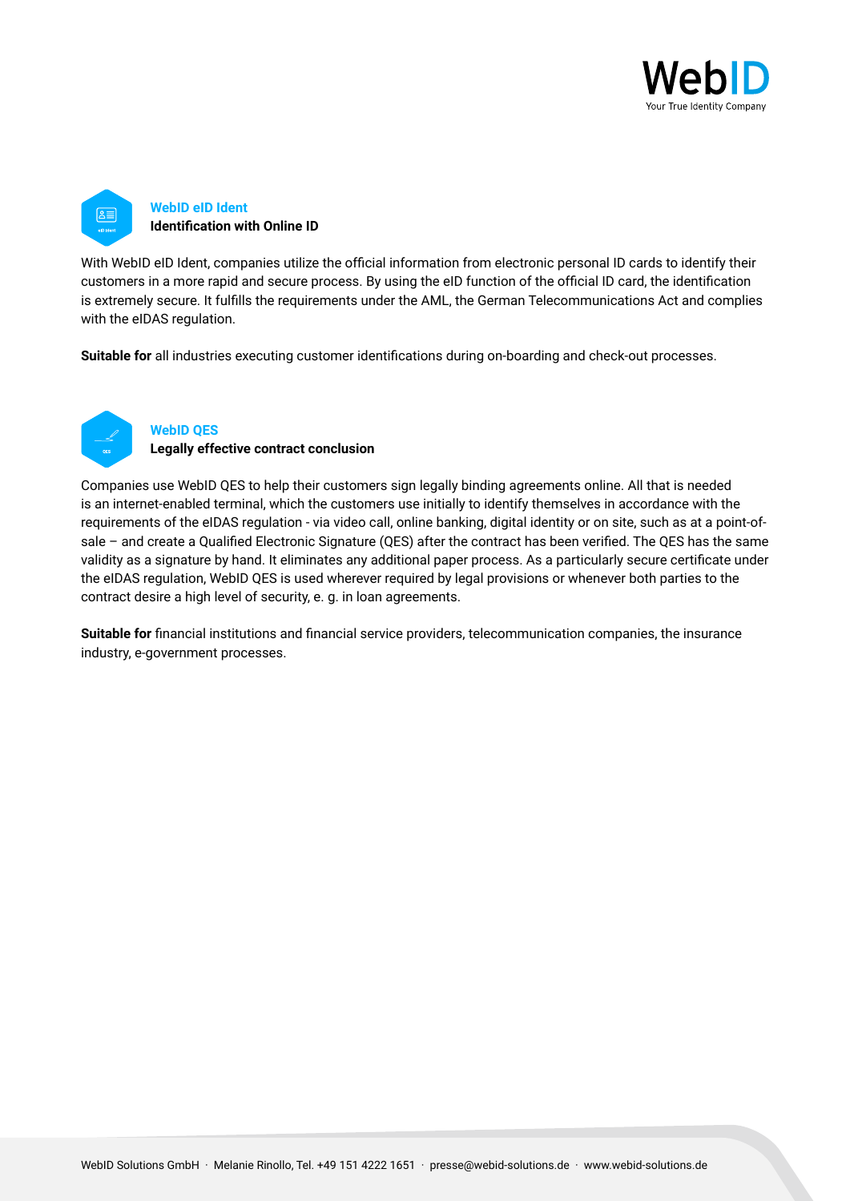## WebID eID Ident

**Identification with Online ID**

With WebID eID Ident, companies utilize the official information from electronic personal ID cards to identify their customers in a more rapid and secure process. By using the eID function of the official ID card, the identification is extremely secure. It fulfills the requirements under the AML, the German Telecommunications Act and complies with the eIDAS regulation.

**Suitable for** all industries executing customer identifications during on-boarding and check-out processes.

## WebID QES

**Legally effective contract conclusion**

Companies use WebID QES to help their customers sign legally binding agreements online. All that is needed is an internet-enabled terminal, which the customers use initially to identify themselves in accordance with the requirements of the eIDAS regulation - via video call, online banking, digital identity or on site, such as at a point-of-sale – and create a Qualified Electronic Signature (QES) after the contract has been verified. The QES has the same validity as a signature by hand. It eliminates any additional paper process. As a particularly secure certificate under the eIDAS regulation, WebID QES is used wherever required by legal provisions or whenever both parties to the contract desire a high level of security, e. g. in loan agreements.

**Suitable for** financial institutions and financial service providers, telecommunication companies, the insurance industry, e-government processes.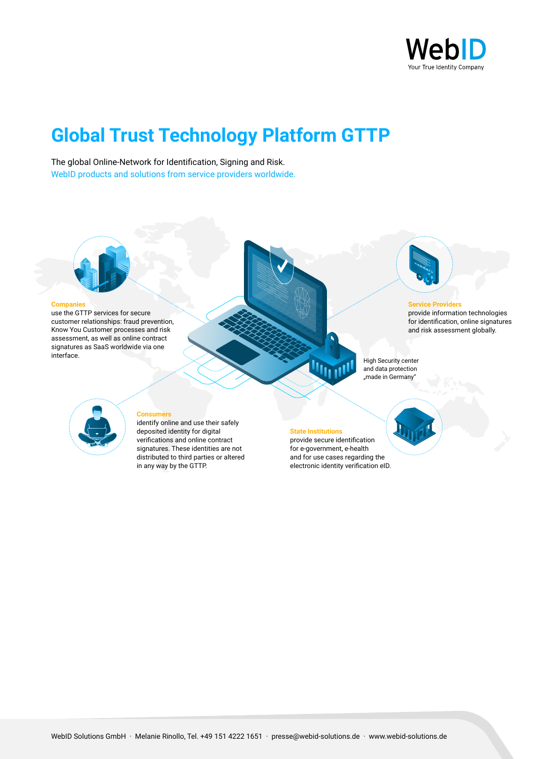# Global Trust Technology Platform GTTP

The global Online-Network for Identification, Signing and Risk.
WebID products and solutions from service providers worldwide.

**Companies**
use the GTTP services for secure customer relationships: fraud prevention, Know You Customer processes and risk assessment, as well as online contract signatures as SaaS worldwide via one interface.

**Service Providers**
provide information technologies for identification, online signatures and risk assessment globally.

High Security center and data protection „made in Germany"

**Consumers**
identify online and use their safely deposited identity for digital verifications and online contract signatures. These identities are not distributed to third parties or altered in any way by the GTTP.

**State Institutions**
provide secure identification for e-government, e-health and for use cases regarding the electronic identity verification eID.

WebID Solutions GmbH · Melanie Rinollo, Tel. +49 151 4222 1651 · presse@webid-solutions.de · www.webid-solutions.de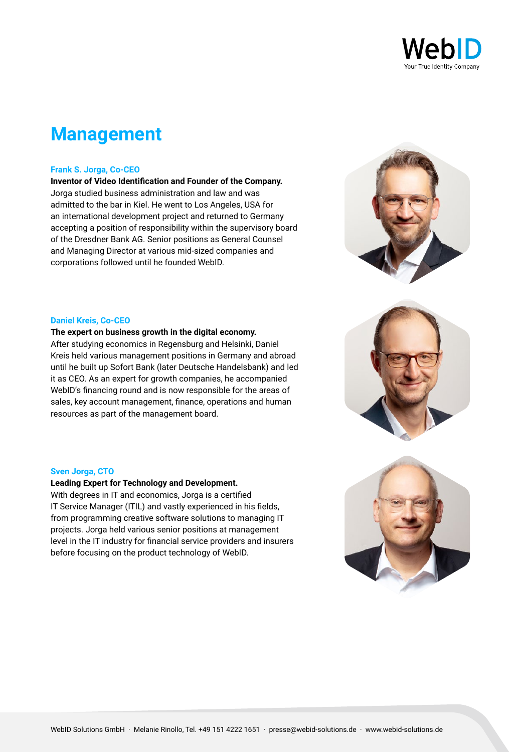# Management

**Frank S. Jorga, Co-CEO**

**Inventor of Video Identification and Founder of the Company.**
Jorga studied business administration and law and was admitted to the bar in Kiel. He went to Los Angeles, USA for an international development project and returned to Germany accepting a position of responsibility within the supervisory board of the Dresdner Bank AG. Senior positions as General Counsel and Managing Director at various mid-sized companies and corporations followed until he founded WebID.

**Daniel Kreis, Co-CEO**

**The expert on business growth in the digital economy.**
After studying economics in Regensburg and Helsinki, Daniel Kreis held various management positions in Germany and abroad until he built up Sofort Bank (later Deutsche Handelsbank) and led it as CEO. As an expert for growth companies, he accompanied WebID's financing round and is now responsible for the areas of sales, key account management, finance, operations and human resources as part of the management board.

**Sven Jorga, CTO**

**Leading Expert for Technology and Development.**
With degrees in IT and economics, Jorga is a certified IT Service Manager (ITIL) and vastly experienced in his fields, from programming creative software solutions to managing IT projects. Jorga held various senior positions at management level in the IT industry for financial service providers and insurers before focusing on the product technology of WebID.

WebID Solutions GmbH · Melanie Rinollo, Tel. +49 151 4222 1651 · presse@webid-solutions.de · www.webid-solutions.de